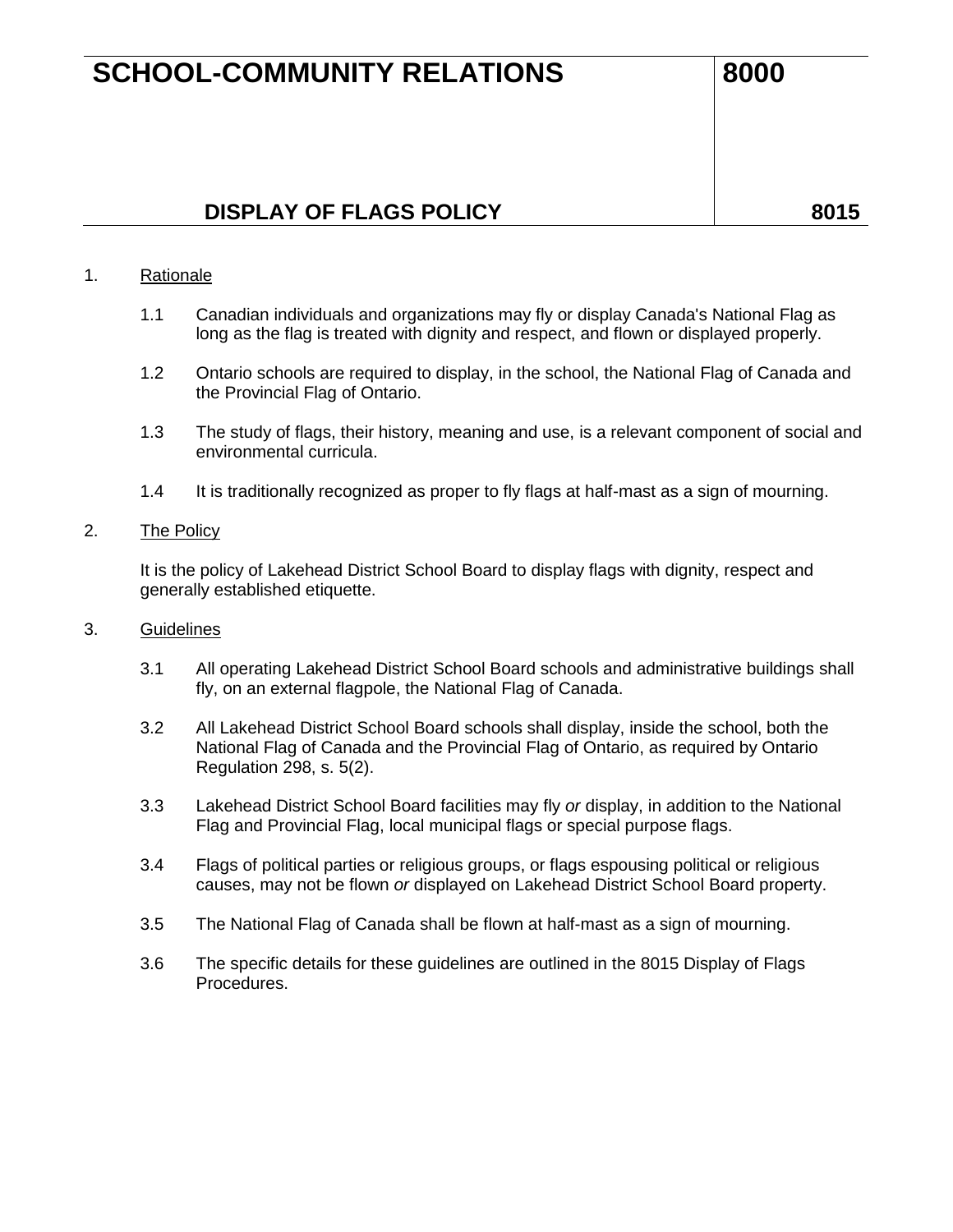# SCHOOL-COMMUNITY RELATIONS 8000

## DISPLAY OF FLAGS POLICY 8015

1. Rationale

   1.1 Canadian individuals and organizations may fly or display Canada's National Flag as long as the flag is treated with dignity and respect, and flown or displayed properly.

   1.2 Ontario schools are required to display, in the school, the National Flag of Canada and the Provincial Flag of Ontario.

   1.3 The study of flags, their history, meaning and use, is a relevant component of social and environmental curricula.

   1.4 It is traditionally recognized as proper to fly flags at half-mast as a sign of mourning.

2. The Policy

   It is the policy of Lakehead District School Board to display flags with dignity, respect and generally established etiquette.

3. Guidelines

   3.1 All operating Lakehead District School Board schools and administrative buildings shall fly, on an external flagpole, the National Flag of Canada.

   3.2 All Lakehead District School Board schools shall display, inside the school, both the National Flag of Canada and the Provincial Flag of Ontario, as required by Ontario Regulation 298, s. 5(2).

   3.3 Lakehead District School Board facilities may fly *or* display, in addition to the National Flag and Provincial Flag, local municipal flags or special purpose flags.

   3.4 Flags of political parties or religious groups, or flags espousing political or religious causes, may not be flown *or* displayed on Lakehead District School Board property.

   3.5 The National Flag of Canada shall be flown at half-mast as a sign of mourning.

   3.6 The specific details for these guidelines are outlined in the 8015 Display of Flags Procedures.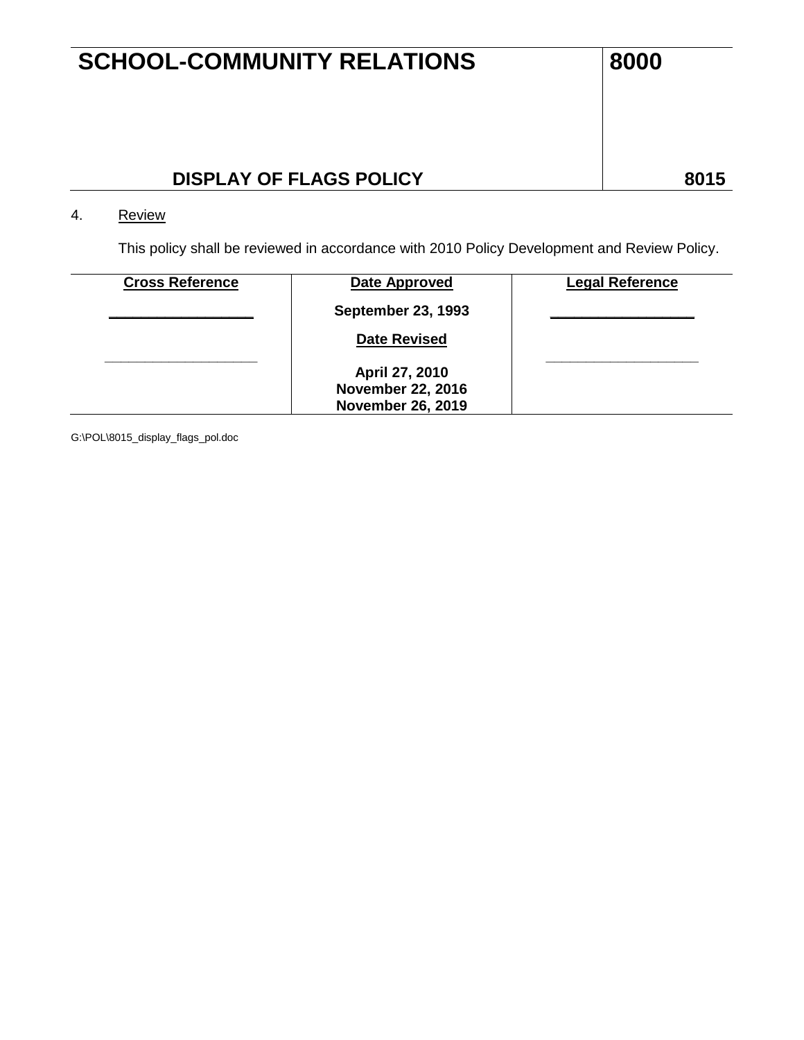4. Review

This policy shall be reviewed in accordance with 2010 Policy Development and Review Policy.

| Cross Reference | Date Approved | Legal Reference |
|---|---|---|
| ___________________ | September 23, 1993 | ___________________ |
| | **Date Revised** | |
| ___________________ | April 27, 2010<br>November 22, 2016<br>November 26, 2019 | ___________________ |

G:\POL\8015_display_flags_pol.doc